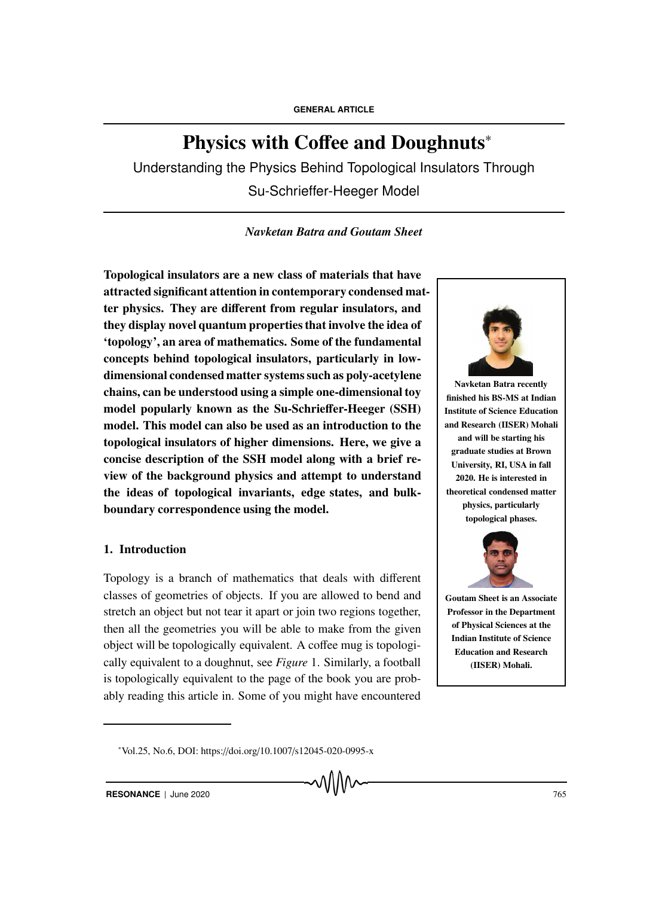GENERAL ARTICLE

# Physics with Coffee and Doughnuts*

## Understanding the Physics Behind Topological Insulators Through Su-Schrieffer-Heeger Model

*Navketan Batra and Goutam Sheet*

**Topological insulators are a new class of materials that have attracted significant attention in contemporary condensed matter physics. They are different from regular insulators, and they display novel quantum properties that involve the idea of 'topology', an area of mathematics. Some of the fundamental concepts behind topological insulators, particularly in low-dimensional condensed matter systems such as poly-acetylene chains, can be understood using a simple one-dimensional toy model popularly known as the Su-Schrieffer-Heeger (SSH) model. This model can also be used as an introduction to the topological insulators of higher dimensions. Here, we give a concise description of the SSH model along with a brief review of the background physics and attempt to understand the ideas of topological invariants, edge states, and bulk-boundary correspondence using the model.**

**Navketan Batra recently finished his BS-MS at Indian Institute of Science Education and Research (IISER) Mohali and will be starting his graduate studies at Brown University, RI, USA in fall 2020. He is interested in theoretical condensed matter physics, particularly topological phases.**

**Goutam Sheet is an Associate Professor in the Department of Physical Sciences at the Indian Institute of Science Education and Research (IISER) Mohali.**

### 1. Introduction

Topology is a branch of mathematics that deals with different classes of geometries of objects. If you are allowed to bend and stretch an object but not tear it apart or join two regions together, then all the geometries you will be able to make from the given object will be topologically equivalent. A coffee mug is topologically equivalent to a doughnut, see *Figure* 1. Similarly, a football is topologically equivalent to the page of the book you are probably reading this article in. Some of you might have encountered

*Vol.25, No.6, DOI: https://doi.org/10.1007/s12045-020-0995-x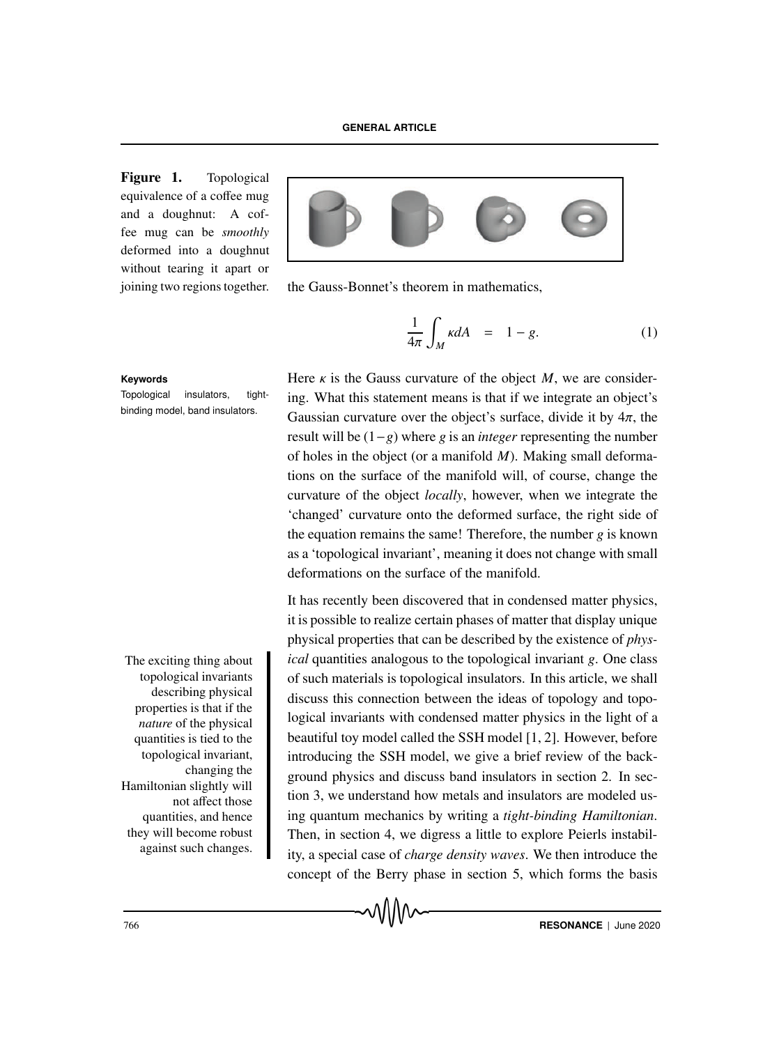**Figure 1.** Topological equivalence of a coffee mug and a doughnut: A coffee mug can be *smoothly* deformed into a doughnut without tearing it apart or joining two regions together.

the Gauss-Bonnet's theorem in mathematics,

$$\frac{1}{4\pi}\int_M \kappa dA \quad = \quad 1 - g. \tag{1}$$

**Keywords**

Topological insulators, tight-binding model, band insulators.

Here $\kappa$ is the Gauss curvature of the object $M$, we are considering. What this statement means is that if we integrate an object's Gaussian curvature over the object's surface, divide it by $4\pi$, the result will be $(1-g)$ where $g$ is an *integer* representing the number of holes in the object (or a manifold $M$). Making small deformations on the surface of the manifold will, of course, change the curvature of the object *locally*, however, when we integrate the 'changed' curvature onto the deformed surface, the right side of the equation remains the same! Therefore, the number $g$ is known as a 'topological invariant', meaning it does not change with small deformations on the surface of the manifold.

It has recently been discovered that in condensed matter physics, it is possible to realize certain phases of matter that display unique physical properties that can be described by the existence of *physical* quantities analogous to the topological invariant $g$. One class of such materials is topological insulators. In this article, we shall discuss this connection between the ideas of topology and topological invariants with condensed matter physics in the light of a beautiful toy model called the SSH model [1, 2]. However, before introducing the SSH model, we give a brief review of the background physics and discuss band insulators in section 2. In section 3, we understand how metals and insulators are modeled using quantum mechanics by writing a *tight-binding Hamiltonian*. Then, in section 4, we digress a little to explore Peierls instability, a special case of *charge density waves*. We then introduce the concept of the Berry phase in section 5, which forms the basis

The exciting thing about topological invariants describing physical properties is that if the *nature* of the physical quantities is tied to the topological invariant, changing the Hamiltonian slightly will not affect those quantities, and hence they will become robust against such changes.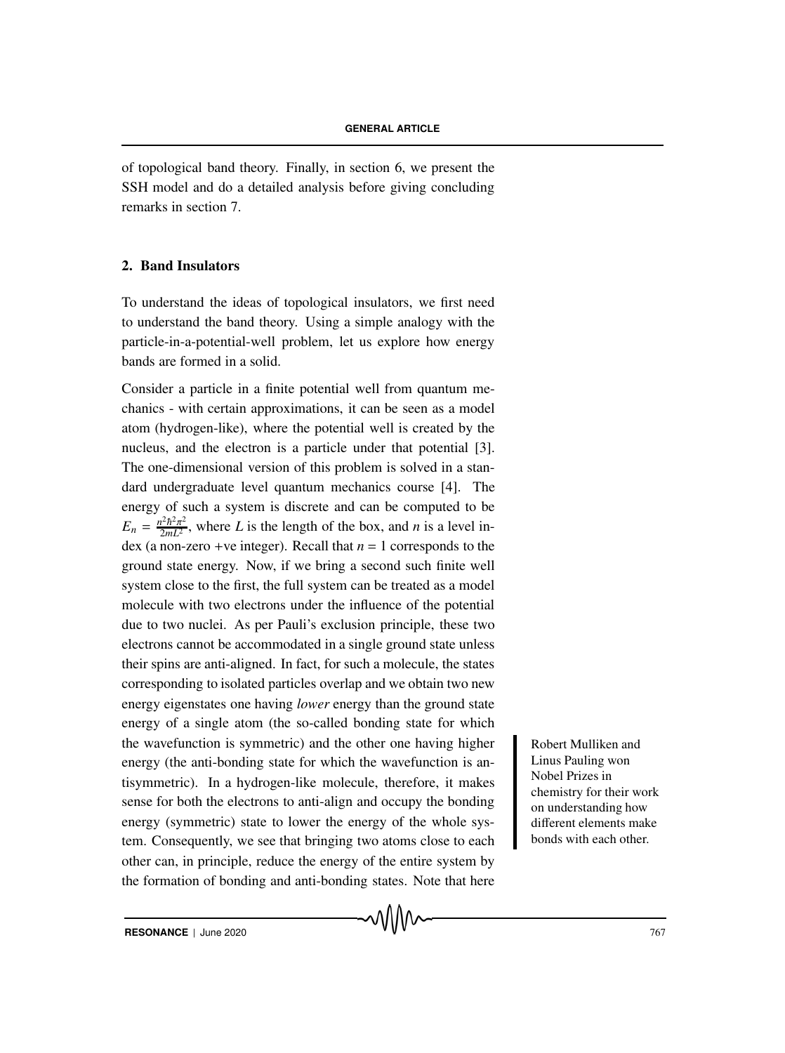of topological band theory. Finally, in section 6, we present the SSH model and do a detailed analysis before giving concluding remarks in section 7.

## 2. Band Insulators

To understand the ideas of topological insulators, we first need to understand the band theory. Using a simple analogy with the particle-in-a-potential-well problem, let us explore how energy bands are formed in a solid.

Consider a particle in a finite potential well from quantum mechanics - with certain approximations, it can be seen as a model atom (hydrogen-like), where the potential well is created by the nucleus, and the electron is a particle under that potential [3]. The one-dimensional version of this problem is solved in a standard undergraduate level quantum mechanics course [4]. The energy of such a system is discrete and can be computed to be $E_n = \frac{n^2\hbar^2\pi^2}{2mL^2}$, where $L$ is the length of the box, and $n$ is a level index (a non-zero +ve integer). Recall that $n = 1$ corresponds to the ground state energy. Now, if we bring a second such finite well system close to the first, the full system can be treated as a model molecule with two electrons under the influence of the potential due to two nuclei. As per Pauli's exclusion principle, these two electrons cannot be accommodated in a single ground state unless their spins are anti-aligned. In fact, for such a molecule, the states corresponding to isolated particles overlap and we obtain two new energy eigenstates one having *lower* energy than the ground state energy of a single atom (the so-called bonding state for which the wavefunction is symmetric) and the other one having higher energy (the anti-bonding state for which the wavefunction is antisymmetric). In a hydrogen-like molecule, therefore, it makes sense for both the electrons to anti-align and occupy the bonding energy (symmetric) state to lower the energy of the whole system. Consequently, we see that bringing two atoms close to each other can, in principle, reduce the energy of the entire system by the formation of bonding and anti-bonding states. Note that here

Robert Mulliken and Linus Pauling won Nobel Prizes in chemistry for their work on understanding how different elements make bonds with each other.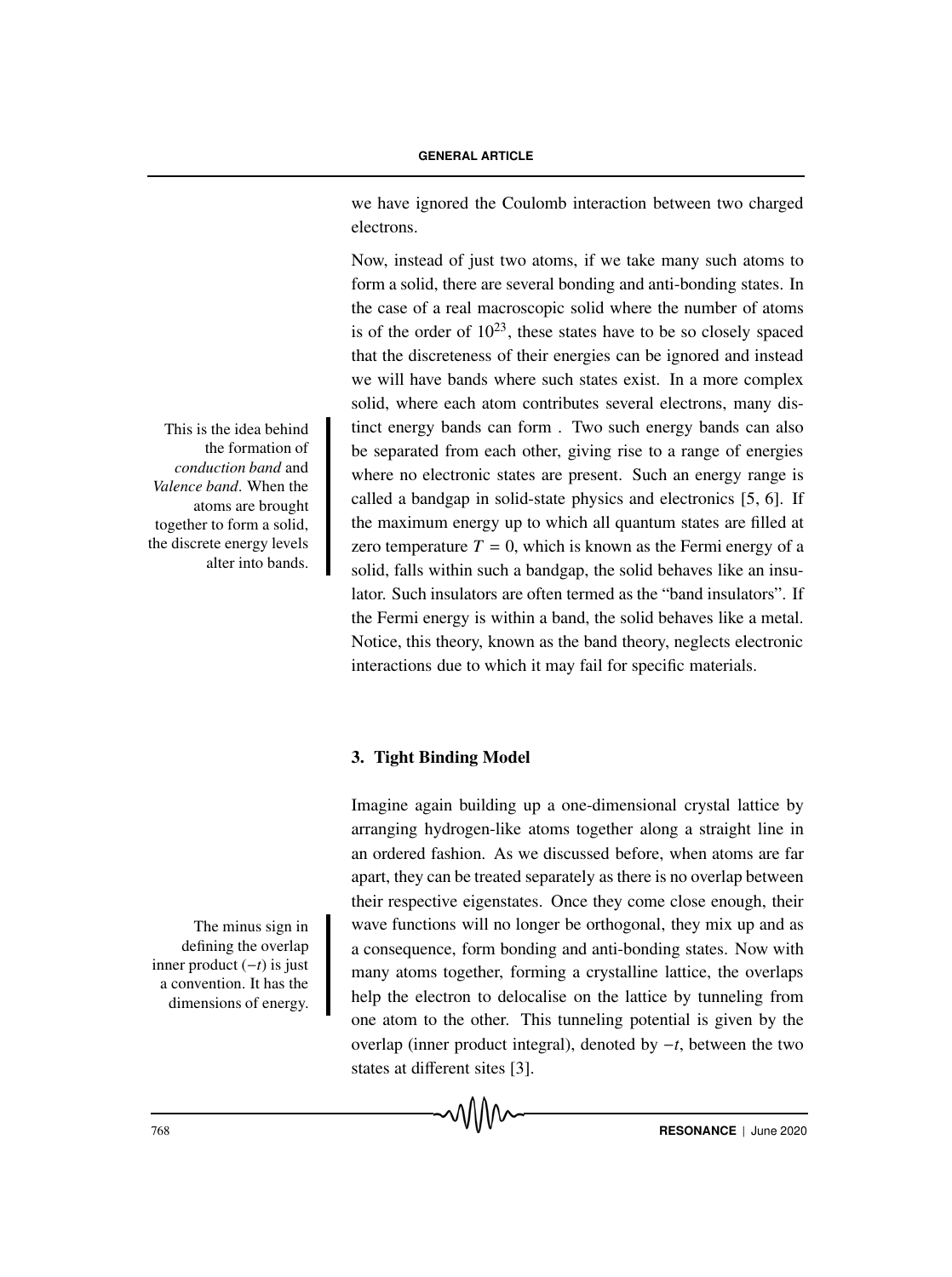we have ignored the Coulomb interaction between two charged electrons.

Now, instead of just two atoms, if we take many such atoms to form a solid, there are several bonding and anti-bonding states. In the case of a real macroscopic solid where the number of atoms is of the order of $10^{23}$, these states have to be so closely spaced that the discreteness of their energies can be ignored and instead we will have bands where such states exist. In a more complex solid, where each atom contributes several electrons, many distinct energy bands can form . Two such energy bands can also be separated from each other, giving rise to a range of energies where no electronic states are present. Such an energy range is called a bandgap in solid-state physics and electronics [5, 6]. If the maximum energy up to which all quantum states are filled at zero temperature $T = 0$, which is known as the Fermi energy of a solid, falls within such a bandgap, the solid behaves like an insulator. Such insulators are often termed as the "band insulators". If the Fermi energy is within a band, the solid behaves like a metal. Notice, this theory, known as the band theory, neglects electronic interactions due to which it may fail for specific materials.

This is the idea behind the formation of *conduction band* and *Valence band*. When the atoms are brought together to form a solid, the discrete energy levels alter into bands.

## 3. Tight Binding Model

Imagine again building up a one-dimensional crystal lattice by arranging hydrogen-like atoms together along a straight line in an ordered fashion. As we discussed before, when atoms are far apart, they can be treated separately as there is no overlap between their respective eigenstates. Once they come close enough, their wave functions will no longer be orthogonal, they mix up and as a consequence, form bonding and anti-bonding states. Now with many atoms together, forming a crystalline lattice, the overlaps help the electron to delocalise on the lattice by tunneling from one atom to the other. This tunneling potential is given by the overlap (inner product integral), denoted by $-t$, between the two states at different sites [3].

The minus sign in defining the overlap inner product $(-t)$ is just a convention. It has the dimensions of energy.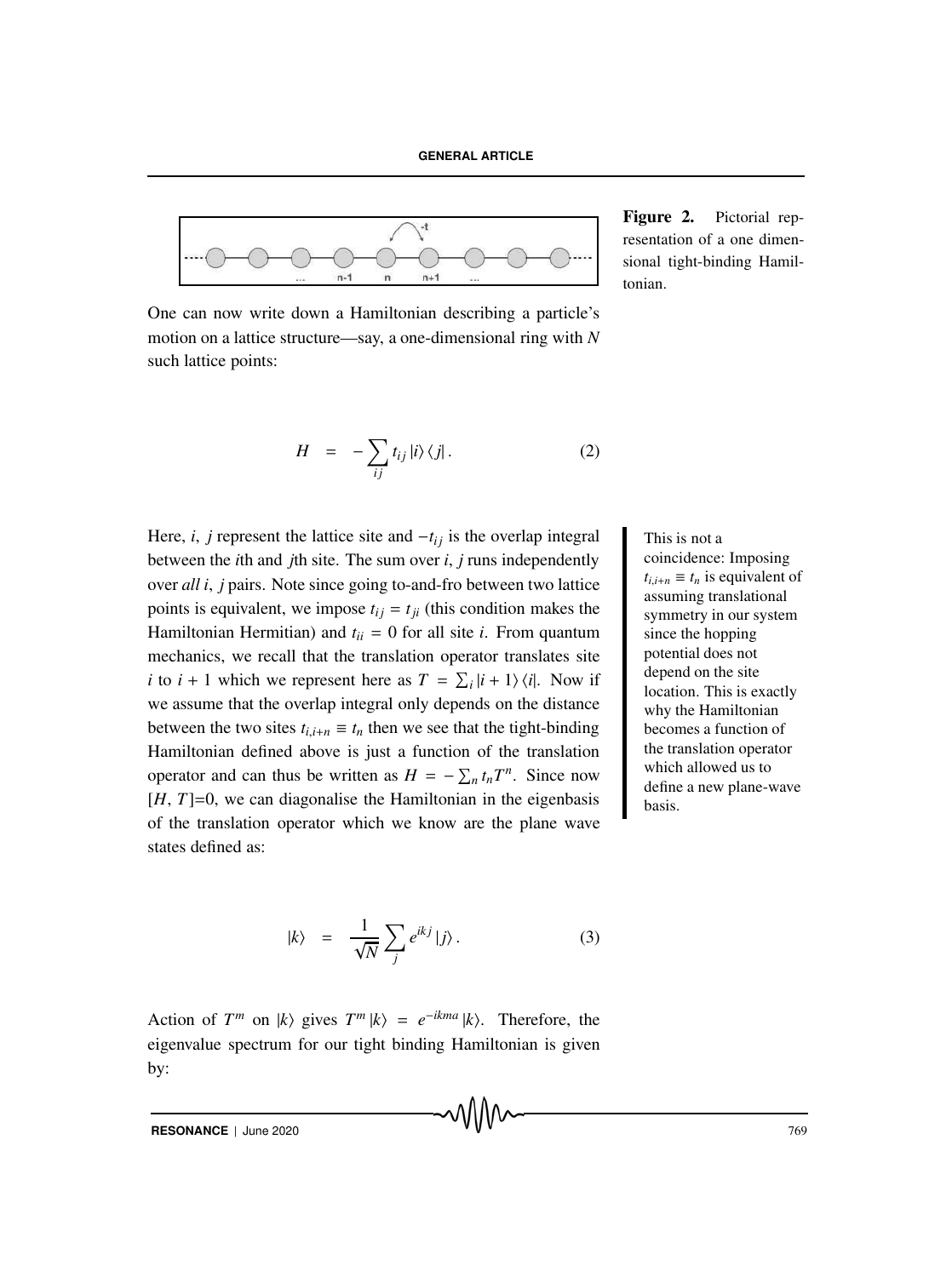Figure 2. Pictorial representation of a one dimensional tight-binding Hamiltonian.

One can now write down a Hamiltonian describing a particle's motion on a lattice structure—say, a one-dimensional ring with $N$ such lattice points:

$$H = -\sum_{ij} t_{ij} |i\rangle \langle j| . \tag{2}$$

Here, $i$, $j$ represent the lattice site and $-t_{ij}$ is the overlap integral between the $i$th and $j$th site. The sum over $i$, $j$ runs independently over *all* $i$, $j$ pairs. Note since going to-and-fro between two lattice points is equivalent, we impose $t_{ij} = t_{ji}$ (this condition makes the Hamiltonian Hermitian) and $t_{ii} = 0$ for all site $i$. From quantum mechanics, we recall that the translation operator translates site $i$ to $i+1$ which we represent here as $T = \sum_i |i+1\rangle \langle i|$. Now if we assume that the overlap integral only depends on the distance between the two sites $t_{i,i+n} \equiv t_n$ then we see that the tight-binding Hamiltonian defined above is just a function of the translation operator and can thus be written as $H = -\sum_n t_n T^n$. Since now $[H, T]$=0, we can diagonalise the Hamiltonian in the eigenbasis of the translation operator which we know are the plane wave states defined as:

This is not a coincidence: Imposing $t_{i,i+n} \equiv t_n$ is equivalent of assuming translational symmetry in our system since the hopping potential does not depend on the site location. This is exactly why the Hamiltonian becomes a function of the translation operator which allowed us to define a new plane-wave basis.

$$|k\rangle = \frac{1}{\sqrt{N}} \sum_j e^{ikj} |j\rangle . \tag{3}$$

Action of $T^m$ on $|k\rangle$ gives $T^m |k\rangle = e^{-ikma} |k\rangle$. Therefore, the eigenvalue spectrum for our tight binding Hamiltonian is given by: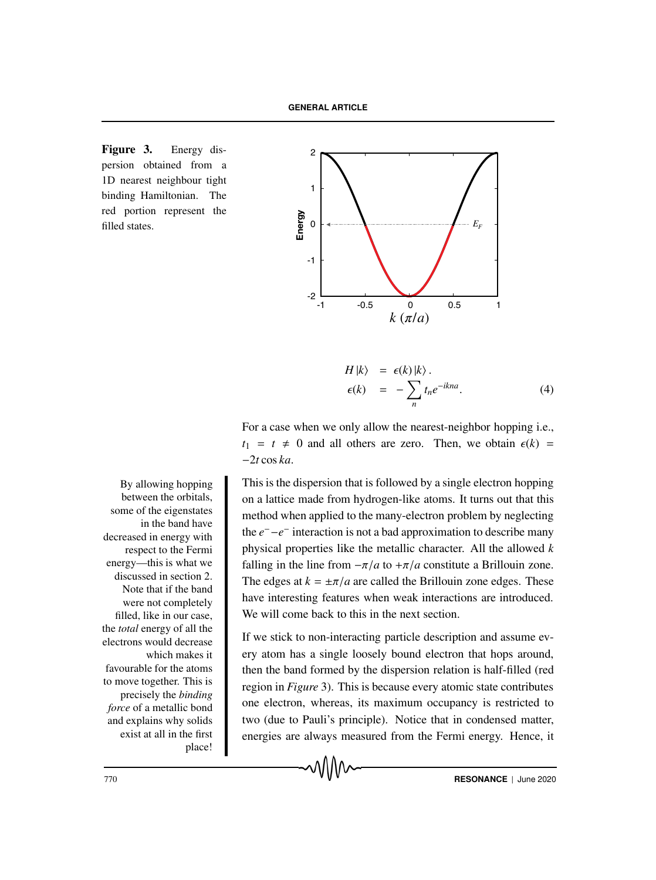**Figure 3.** Energy dispersion obtained from a 1D nearest neighbour tight binding Hamiltonian. The red portion represent the filled states.

$$
\begin{aligned}
H|k\rangle &= \epsilon(k)|k\rangle . \\
\epsilon(k) &= -\sum_n t_n e^{-ikna} .
\end{aligned} \tag{4}
$$

For a case when we only allow the nearest-neighbor hopping i.e., $t_1 = t \neq 0$ and all others are zero. Then, we obtain $\epsilon(k) = -2t\cos ka$.

This is the dispersion that is followed by a single electron hopping on a lattice made from hydrogen-like atoms. It turns out that this method when applied to the many-electron problem by neglecting the $e^- - e^-$ interaction is not a bad approximation to describe many physical properties like the metallic character. All the allowed $k$ falling in the line from $-\pi/a$ to $+\pi/a$ constitute a Brillouin zone. The edges at $k = \pm\pi/a$ are called the Brillouin zone edges. These have interesting features when weak interactions are introduced. We will come back to this in the next section.

By allowing hopping between the orbitals, some of the eigenstates in the band have decreased in energy with respect to the Fermi energy—this is what we discussed in section 2. Note that if the band were not completely filled, like in our case, the *total* energy of all the electrons would decrease which makes it favourable for the atoms to move together. This is precisely the *binding force* of a metallic bond and explains why solids exist at all in the first place!

If we stick to non-interacting particle description and assume every atom has a single loosely bound electron that hops around, then the band formed by the dispersion relation is half-filled (red region in *Figure* 3). This is because every atomic state contributes one electron, whereas, its maximum occupancy is restricted to two (due to Pauli's principle). Notice that in condensed matter, energies are always measured from the Fermi energy. Hence, it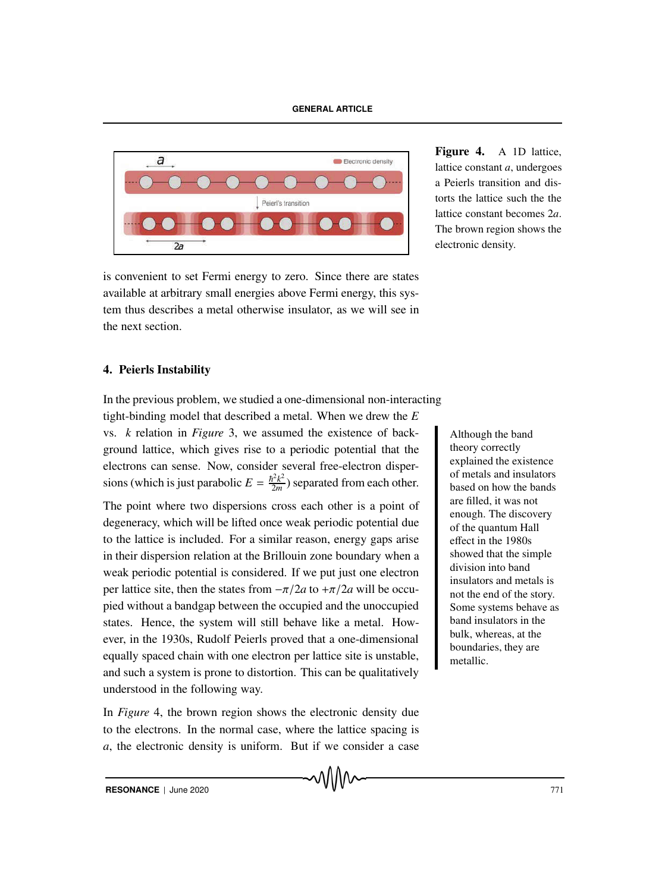Figure 4. A 1D lattice, lattice constant $a$, undergoes a Peierls transition and distorts the lattice such the the lattice constant becomes $2a$. The brown region shows the electronic density.

is convenient to set Fermi energy to zero. Since there are states available at arbitrary small energies above Fermi energy, this system thus describes a metal otherwise insulator, as we will see in the next section.

## 4. Peierls Instability

In the previous problem, we studied a one-dimensional non-interacting tight-binding model that described a metal. When we drew the $E$ vs. $k$ relation in *Figure* 3, we assumed the existence of background lattice, which gives rise to a periodic potential that the electrons can sense. Now, consider several free-electron dispersions (which is just parabolic $E = \frac{\hbar^2 k^2}{2m}$) separated from each other.

Although the band theory correctly explained the existence of metals and insulators based on how the bands are filled, it was not enough. The discovery of the quantum Hall effect in the 1980s showed that the simple division into band insulators and metals is not the end of the story. Some systems behave as band insulators in the bulk, whereas, at the boundaries, they are metallic.

The point where two dispersions cross each other is a point of degeneracy, which will be lifted once weak periodic potential due to the lattice is included. For a similar reason, energy gaps arise in their dispersion relation at the Brillouin zone boundary when a weak periodic potential is considered. If we put just one electron per lattice site, then the states from $-\pi/2a$ to $+\pi/2a$ will be occupied without a bandgap between the occupied and the unoccupied states. Hence, the system will still behave like a metal. However, in the 1930s, Rudolf Peierls proved that a one-dimensional equally spaced chain with one electron per lattice site is unstable, and such a system is prone to distortion. This can be qualitatively understood in the following way.

In *Figure* 4, the brown region shows the electronic density due to the electrons. In the normal case, where the lattice spacing is $a$, the electronic density is uniform. But if we consider a case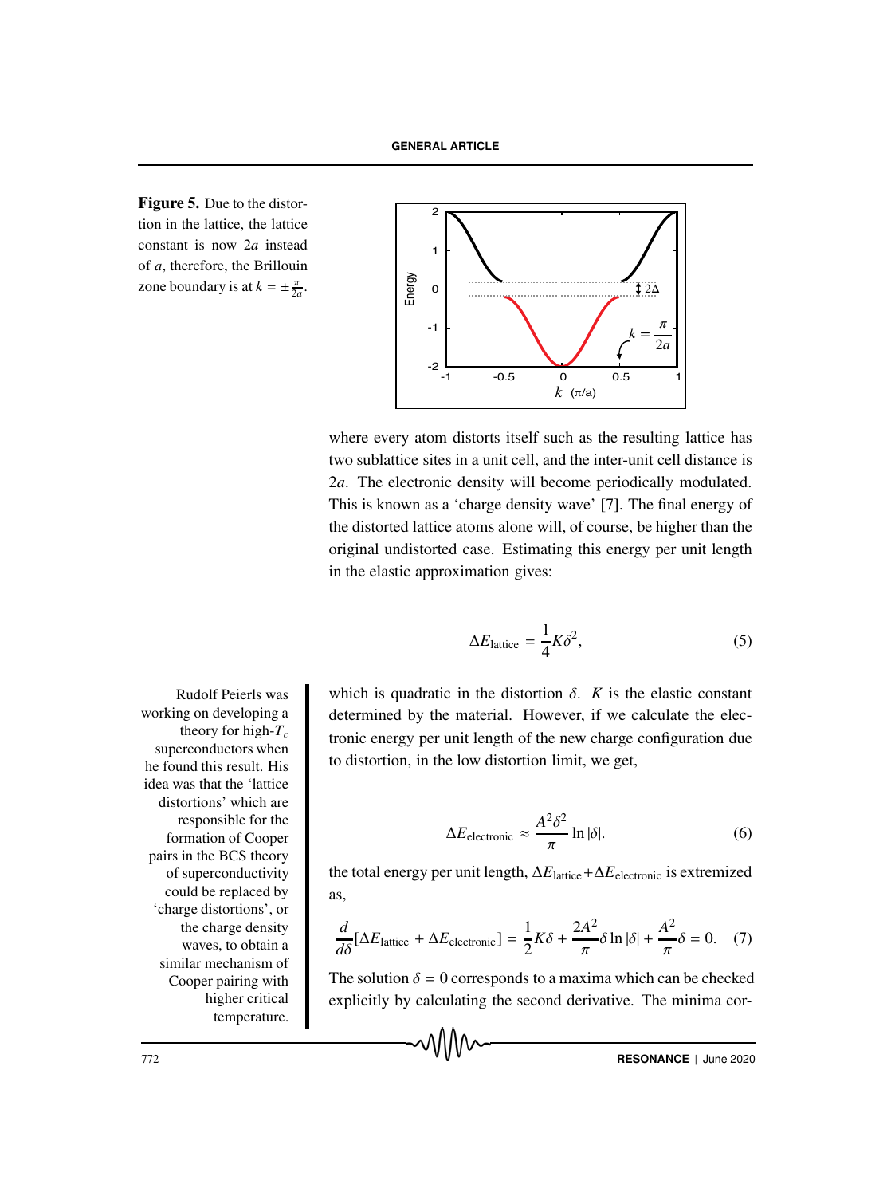**Figure 5.** Due to the distortion in the lattice, the lattice constant is now $2a$ instead of $a$, therefore, the Brillouin zone boundary is at $k = \pm\frac{\pi}{2a}$.

where every atom distorts itself such as the resulting lattice has two sublattice sites in a unit cell, and the inter-unit cell distance is $2a$. The electronic density will become periodically modulated. This is known as a 'charge density wave' [7]. The final energy of the distorted lattice atoms alone will, of course, be higher than the original undistorted case. Estimating this energy per unit length in the elastic approximation gives:

$$\Delta E_{\text{lattice}} = \frac{1}{4}K\delta^2, \tag{5}$$

which is quadratic in the distortion $\delta$. $K$ is the elastic constant determined by the material. However, if we calculate the electronic energy per unit length of the new charge configuration due to distortion, in the low distortion limit, we get,

$$\Delta E_{\text{electronic}} \approx \frac{A^2\delta^2}{\pi} \ln|\delta|. \tag{6}$$

the total energy per unit length, $\Delta E_{\text{lattice}} + \Delta E_{\text{electronic}}$ is extremized as,

$$\frac{d}{d\delta}[\Delta E_{\text{lattice}} + \Delta E_{\text{electronic}}] = \frac{1}{2}K\delta + \frac{2A^2}{\pi}\delta \ln|\delta| + \frac{A^2}{\pi}\delta = 0. \tag{7}$$

The solution $\delta = 0$ corresponds to a maxima which can be checked explicitly by calculating the second derivative. The minima cor-

Rudolf Peierls was working on developing a theory for high-$T_c$ superconductors when he found this result. His idea was that the 'lattice distortions' which are responsible for the formation of Cooper pairs in the BCS theory of superconductivity could be replaced by 'charge distortions', or the charge density waves, to obtain a similar mechanism of Cooper pairing with higher critical temperature.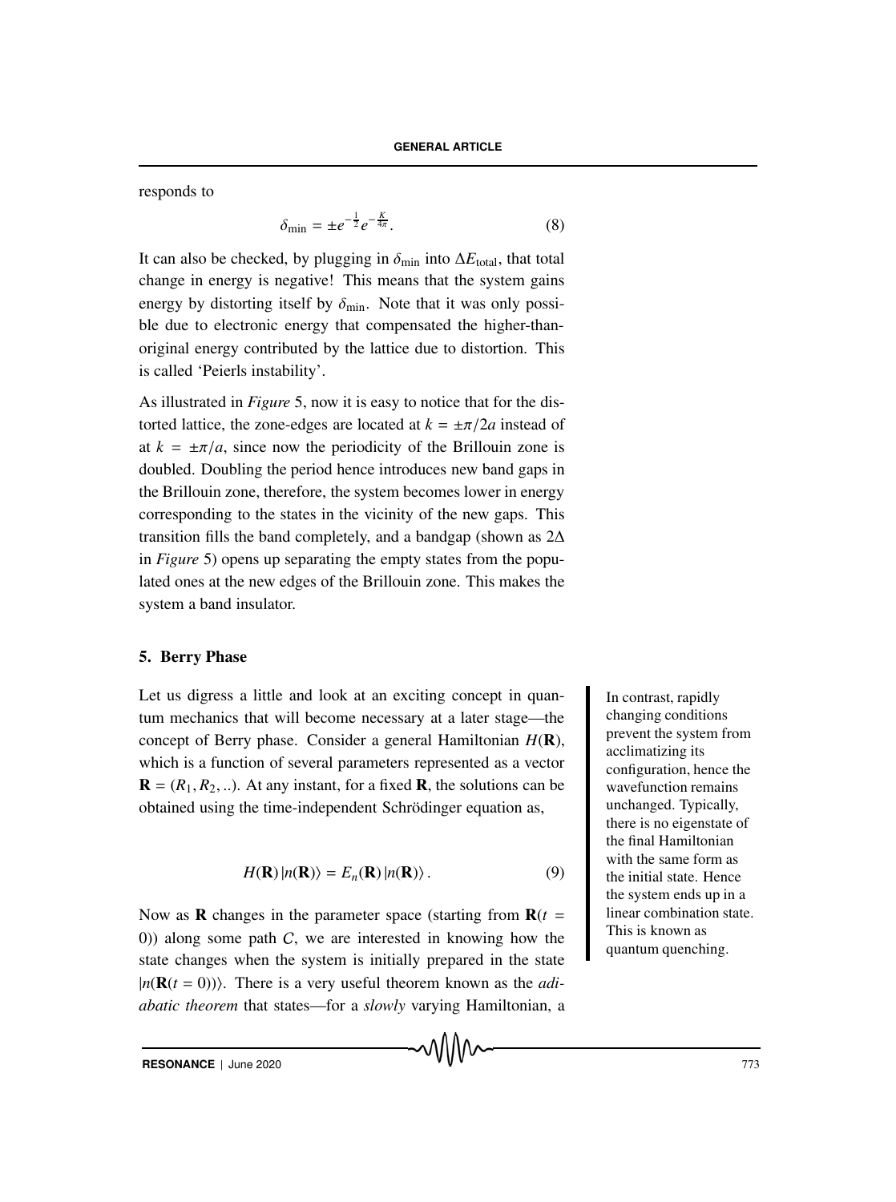responds to

$$\delta_{\min} = \pm e^{-\frac{1}{2}} e^{-\frac{K}{4\pi}}. \tag{8}$$

It can also be checked, by plugging in $\delta_{\min}$ into $\Delta E_{\text{total}}$, that total change in energy is negative! This means that the system gains energy by distorting itself by $\delta_{\min}$. Note that it was only possible due to electronic energy that compensated the higher-than-original energy contributed by the lattice due to distortion. This is called 'Peierls instability'.

As illustrated in *Figure* 5, now it is easy to notice that for the distorted lattice, the zone-edges are located at $k = \pm\pi/2a$ instead of at $k = \pm\pi/a$, since now the periodicity of the Brillouin zone is doubled. Doubling the period hence introduces new band gaps in the Brillouin zone, therefore, the system becomes lower in energy corresponding to the states in the vicinity of the new gaps. This transition fills the band completely, and a bandgap (shown as $2\Delta$ in *Figure* 5) opens up separating the empty states from the populated ones at the new edges of the Brillouin zone. This makes the system a band insulator.

## 5. Berry Phase

Let us digress a little and look at an exciting concept in quantum mechanics that will become necessary at a later stage—the concept of Berry phase. Consider a general Hamiltonian $H(\mathbf{R})$, which is a function of several parameters represented as a vector $\mathbf{R} = (R_1, R_2, ..)$. At any instant, for a fixed $\mathbf{R}$, the solutions can be obtained using the time-independent Schrödinger equation as,

$$H(\mathbf{R})\,|n(\mathbf{R})\rangle = E_n(\mathbf{R})\,|n(\mathbf{R})\rangle\,. \tag{9}$$

Now as $\mathbf{R}$ changes in the parameter space (starting from $\mathbf{R}(t = 0)$) along some path $C$, we are interested in knowing how the state changes when the system is initially prepared in the state $|n(\mathbf{R}(t = 0))\rangle$. There is a very useful theorem known as the *adiabatic theorem* that states—for a *slowly* varying Hamiltonian, a

In contrast, rapidly changing conditions prevent the system from acclimatizing its configuration, hence the wavefunction remains unchanged. Typically, there is no eigenstate of the final Hamiltonian with the same form as the initial state. Hence the system ends up in a linear combination state. This is known as quantum quenching.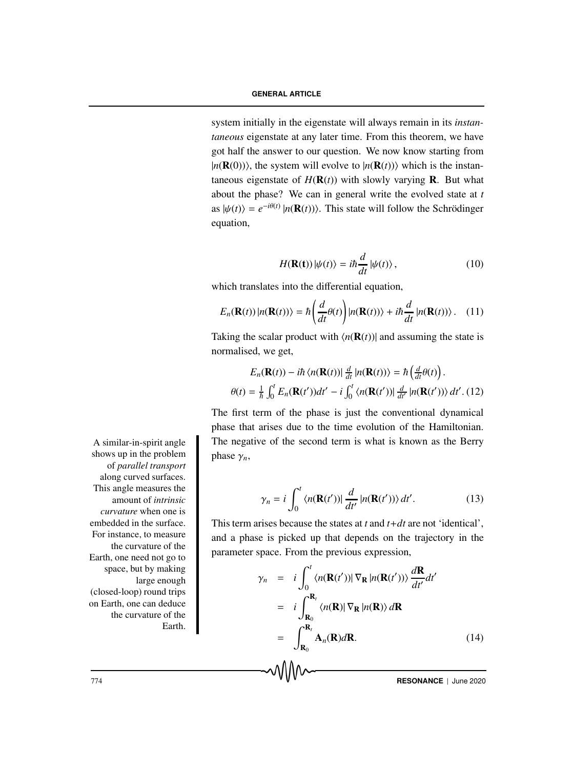system initially in the eigenstate will always remain in its *instantaneous* eigenstate at any later time. From this theorem, we have got half the answer to our question. We now know starting from $|n(\mathbf{R}(0))\rangle$, the system will evolve to $|n(\mathbf{R}(t))\rangle$ which is the instantaneous eigenstate of $H(\mathbf{R}(t))$ with slowly varying $\mathbf{R}$. But what about the phase? We can in general write the evolved state at $t$ as $|\psi(t)\rangle = e^{-i\theta(t)}\,|n(\mathbf{R}(t))\rangle$. This state will follow the Schrödinger equation,

$$H(\mathbf{R}(\mathbf{t}))\,|\psi(t)\rangle = i\hbar\frac{d}{dt}\,|\psi(t)\rangle\,, \tag{10}$$

which translates into the differential equation,

$$E_n(\mathbf{R}(t))\,|n(\mathbf{R}(t))\rangle = \hbar\left(\frac{d}{dt}\theta(t)\right)|n(\mathbf{R}(t))\rangle + i\hbar\frac{d}{dt}\,|n(\mathbf{R}(t))\rangle\,. \tag{11}$$

Taking the scalar product with $\langle n(\mathbf{R}(t))|$ and assuming the state is normalised, we get,

$$E_n(\mathbf{R}(t)) - i\hbar\,\langle n(\mathbf{R}(t))|\,\tfrac{d}{dt}\,|n(\mathbf{R}(t))\rangle = \hbar\left(\tfrac{d}{dt}\theta(t)\right).$$

$$\theta(t) = \tfrac{1}{\hbar}\int_0^t E_n(\mathbf{R}(t'))dt' - i\int_0^t \langle n(\mathbf{R}(t'))|\,\tfrac{d}{dt'}\,|n(\mathbf{R}(t'))\rangle\,dt'. \tag{12}$$

The first term of the phase is just the conventional dynamical phase that arises due to the time evolution of the Hamiltonian. The negative of the second term is what is known as the Berry phase $\gamma_n$,

A similar-in-spirit angle shows up in the problem of *parallel transport* along curved surfaces. This angle measures the amount of *intrinsic curvature* when one is embedded in the surface. For instance, to measure the curvature of the Earth, one need not go to space, but by making large enough (closed-loop) round trips on Earth, one can deduce the curvature of the Earth.

$$\gamma_n = i\int_0^t \langle n(\mathbf{R}(t'))|\,\frac{d}{dt'}\,|n(\mathbf{R}(t'))\rangle\,dt'. \tag{13}$$

This term arises because the states at $t$ and $t{+}dt$ are not 'identical', and a phase is picked up that depends on the trajectory in the parameter space. From the previous expression,

$$\begin{aligned}
\gamma_n &= i\int_0^t \langle n(\mathbf{R}(t'))|\,\nabla_{\mathbf{R}}\,|n(\mathbf{R}(t'))\rangle\,\frac{d\mathbf{R}}{dt'}dt' \\
&= i\int_{\mathbf{R}_0}^{\mathbf{R}_t} \langle n(\mathbf{R})|\,\nabla_{\mathbf{R}}\,|n(\mathbf{R})\rangle\,d\mathbf{R} \\
&= \int_{\mathbf{R}_0}^{\mathbf{R}_t} \mathbf{A}_n(\mathbf{R})d\mathbf{R}.
\end{aligned} \tag{14}$$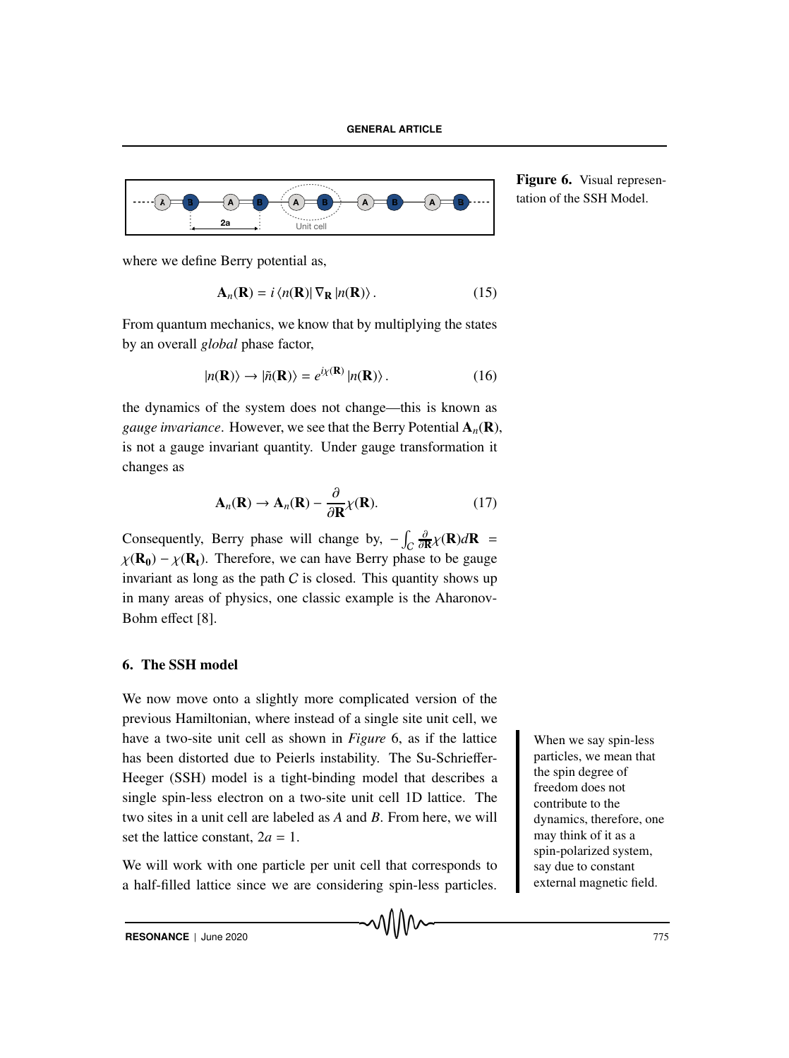Figure 6. Visual representation of the SSH Model.

where we define Berry potential as,

$$\mathbf{A}_n(\mathbf{R}) = i \langle n(\mathbf{R})| \nabla_{\mathbf{R}} |n(\mathbf{R})\rangle . \tag{15}$$

From quantum mechanics, we know that by multiplying the states by an overall *global* phase factor,

$$|n(\mathbf{R})\rangle \rightarrow |\tilde{n}(\mathbf{R})\rangle = e^{i\chi(\mathbf{R})} |n(\mathbf{R})\rangle . \tag{16}$$

the dynamics of the system does not change—this is known as *gauge invariance*. However, we see that the Berry Potential $\mathbf{A}_n(\mathbf{R})$, is not a gauge invariant quantity. Under gauge transformation it changes as

$$\mathbf{A}_n(\mathbf{R}) \rightarrow \mathbf{A}_n(\mathbf{R}) - \frac{\partial}{\partial \mathbf{R}} \chi(\mathbf{R}). \tag{17}$$

Consequently, Berry phase will change by, $-\int_C \frac{\partial}{\partial \mathbf{R}} \chi(\mathbf{R}) d\mathbf{R} = \chi(\mathbf{R_0}) - \chi(\mathbf{R_t})$. Therefore, we can have Berry phase to be gauge invariant as long as the path $C$ is closed. This quantity shows up in many areas of physics, one classic example is the Aharonov-Bohm effect [8].

## 6. The SSH model

We now move onto a slightly more complicated version of the previous Hamiltonian, where instead of a single site unit cell, we have a two-site unit cell as shown in *Figure* 6, as if the lattice has been distorted due to Peierls instability. The Su-Schrieffer-Heeger (SSH) model is a tight-binding model that describes a single spin-less electron on a two-site unit cell 1D lattice. The two sites in a unit cell are labeled as $A$ and $B$. From here, we will set the lattice constant, $2a = 1$.

When we say spin-less particles, we mean that the spin degree of freedom does not contribute to the dynamics, therefore, one may think of it as a spin-polarized system, say due to constant external magnetic field.

We will work with one particle per unit cell that corresponds to a half-filled lattice since we are considering spin-less particles.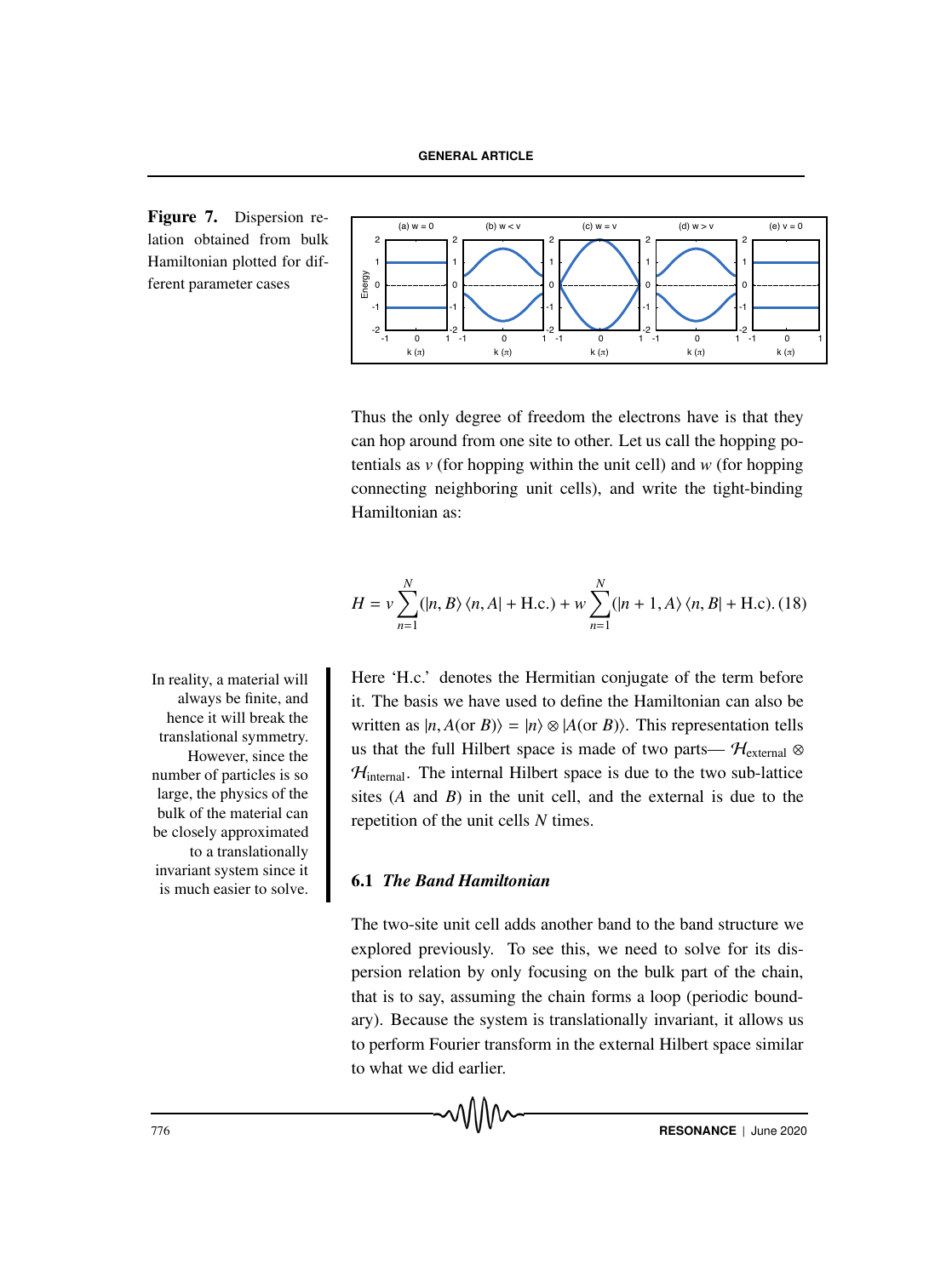**Figure 7.** Dispersion relation obtained from bulk Hamiltonian plotted for different parameter cases

Thus the only degree of freedom the electrons have is that they can hop around from one site to other. Let us call the hopping potentials as $v$ (for hopping within the unit cell) and $w$ (for hopping connecting neighboring unit cells), and write the tight-binding Hamiltonian as:

$$H = v\sum_{n=1}^{N}(|n,B\rangle\langle n,A| + \text{H.c.}) + w\sum_{n=1}^{N}(|n+1,A\rangle\langle n,B| + \text{H.c}). \quad (18)$$

In reality, a material will always be finite, and hence it will break the translational symmetry. However, since the number of particles is so large, the physics of the bulk of the material can be closely approximated to a translationally invariant system since it is much easier to solve.

Here 'H.c.' denotes the Hermitian conjugate of the term before it. The basis we have used to define the Hamiltonian can also be written as $|n, A(\text{or } B)\rangle = |n\rangle \otimes |A(\text{or } B)\rangle$. This representation tells us that the full Hilbert space is made of two parts— $\mathcal{H}_{\text{external}} \otimes \mathcal{H}_{\text{internal}}$. The internal Hilbert space is due to the two sub-lattice sites ($A$ and $B$) in the unit cell, and the external is due to the repetition of the unit cells $N$ times.

### 6.1 *The Band Hamiltonian*

The two-site unit cell adds another band to the band structure we explored previously. To see this, we need to solve for its dispersion relation by only focusing on the bulk part of the chain, that is to say, assuming the chain forms a loop (periodic boundary). Because the system is translationally invariant, it allows us to perform Fourier transform in the external Hilbert space similar to what we did earlier.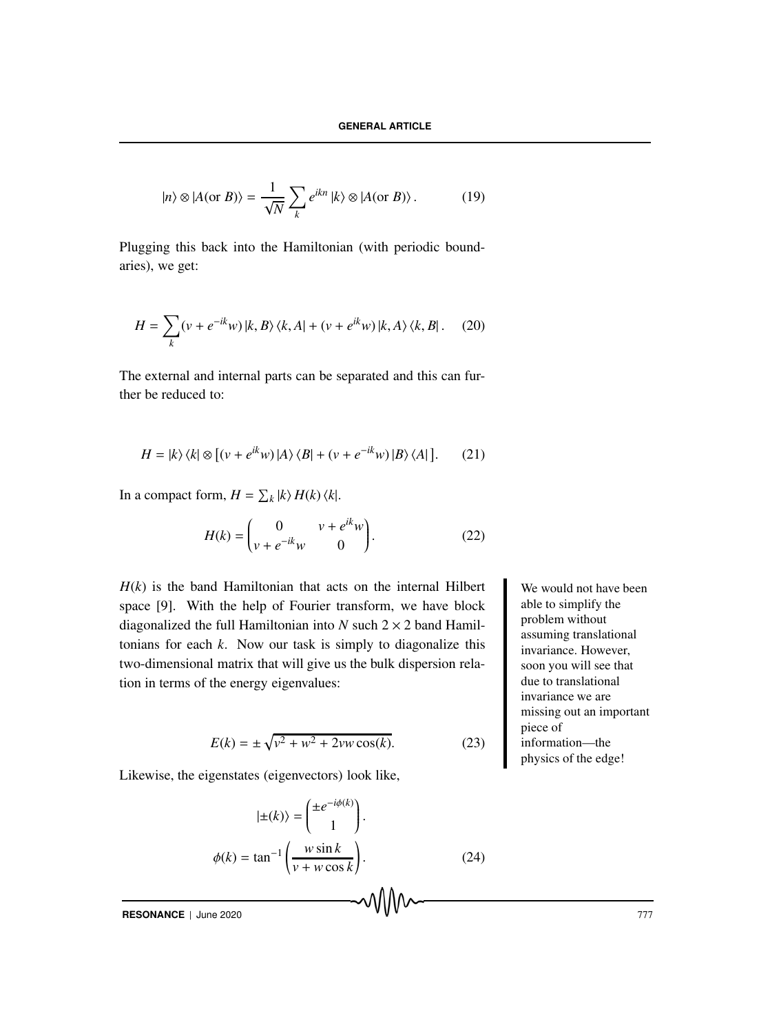$$|n\rangle \otimes |A(\text{or } B)\rangle = \frac{1}{\sqrt{N}} \sum_k e^{ikn} |k\rangle \otimes |A(\text{or } B)\rangle . \tag{19}$$

Plugging this back into the Hamiltonian (with periodic boundaries), we get:

$$H = \sum_k (v + e^{-ik}w) |k, B\rangle \langle k, A| + (v + e^{ik}w) |k, A\rangle \langle k, B| . \tag{20}$$

The external and internal parts can be separated and this can further be reduced to:

$$H = |k\rangle \langle k| \otimes \left[ (v + e^{ik}w) |A\rangle \langle B| + (v + e^{-ik}w) |B\rangle \langle A| \right]. \tag{21}$$

In a compact form, $H = \sum_k |k\rangle H(k) \langle k|$.

$$H(k) = \begin{pmatrix} 0 & v + e^{ik}w \\ v + e^{-ik}w & 0 \end{pmatrix}. \tag{22}$$

$H(k)$ is the band Hamiltonian that acts on the internal Hilbert space [9]. With the help of Fourier transform, we have block diagonalized the full Hamiltonian into $N$ such $2 \times 2$ band Hamiltonians for each $k$. Now our task is simply to diagonalize this two-dimensional matrix that will give us the bulk dispersion relation in terms of the energy eigenvalues:

We would not have been able to simplify the problem without assuming translational invariance. However, soon you will see that due to translational invariance we are missing out an important piece of information—the physics of the edge!

$$E(k) = \pm \sqrt{v^2 + w^2 + 2vw \cos(k)}. \tag{23}$$

Likewise, the eigenstates (eigenvectors) look like,

$$|\pm(k)\rangle = \begin{pmatrix} \pm e^{-i\phi(k)} \\ 1 \end{pmatrix}.$$
$$\phi(k) = \tan^{-1} \left( \frac{w \sin k}{v + w \cos k} \right). \tag{24}$$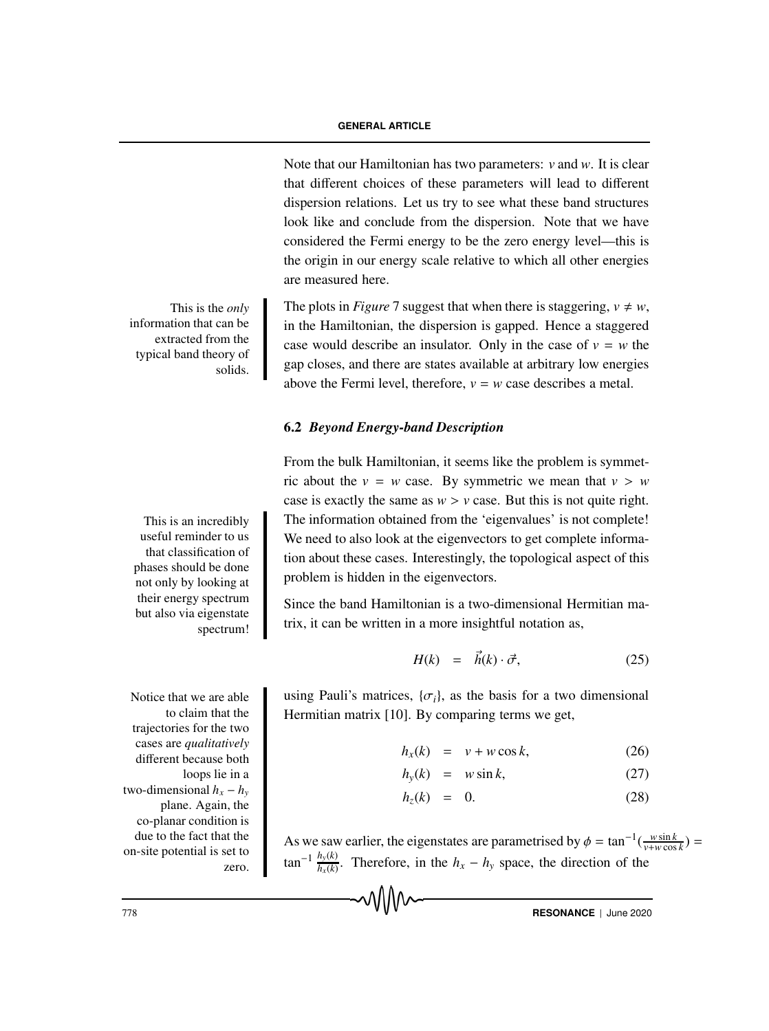Note that our Hamiltonian has two parameters: $v$ and $w$. It is clear that different choices of these parameters will lead to different dispersion relations. Let us try to see what these band structures look like and conclude from the dispersion. Note that we have considered the Fermi energy to be the zero energy level—this is the origin in our energy scale relative to which all other energies are measured here.

This is the *only* information that can be extracted from the typical band theory of solids.

The plots in *Figure* 7 suggest that when there is staggering, $v \neq w$, in the Hamiltonian, the dispersion is gapped. Hence a staggered case would describe an insulator. Only in the case of $v = w$ the gap closes, and there are states available at arbitrary low energies above the Fermi level, therefore, $v = w$ case describes a metal.

### 6.2 *Beyond Energy-band Description*

This is an incredibly useful reminder to us that classification of phases should be done not only by looking at their energy spectrum but also via eigenstate spectrum!

From the bulk Hamiltonian, it seems like the problem is symmetric about the $v = w$ case. By symmetric we mean that $v > w$ case is exactly the same as $w > v$ case. But this is not quite right. The information obtained from the 'eigenvalues' is not complete! We need to also look at the eigenvectors to get complete information about these cases. Interestingly, the topological aspect of this problem is hidden in the eigenvectors.

Since the band Hamiltonian is a two-dimensional Hermitian matrix, it can be written in a more insightful notation as,

$$H(k) = \vec{h}(k) \cdot \vec{\sigma}, \tag{25}$$

Notice that we are able to claim that the trajectories for the two cases are *qualitatively* different because both loops lie in a two-dimensional $h_x - h_y$ plane. Again, the co-planar condition is due to the fact that the on-site potential is set to zero.

using Pauli's matrices, $\{\sigma_i\}$, as the basis for a two dimensional Hermitian matrix [10]. By comparing terms we get,

$$h_x(k) = v + w\cos k, \tag{26}$$

$$h_y(k) = w\sin k, \tag{27}$$

$$h_z(k) = 0. \tag{28}$$

As we saw earlier, the eigenstates are parametrised by $\phi = \tan^{-1}\left(\frac{w\sin k}{v+w\cos k}\right) = \tan^{-1}\frac{h_y(k)}{h_x(k)}$. Therefore, in the $h_x - h_y$ space, the direction of the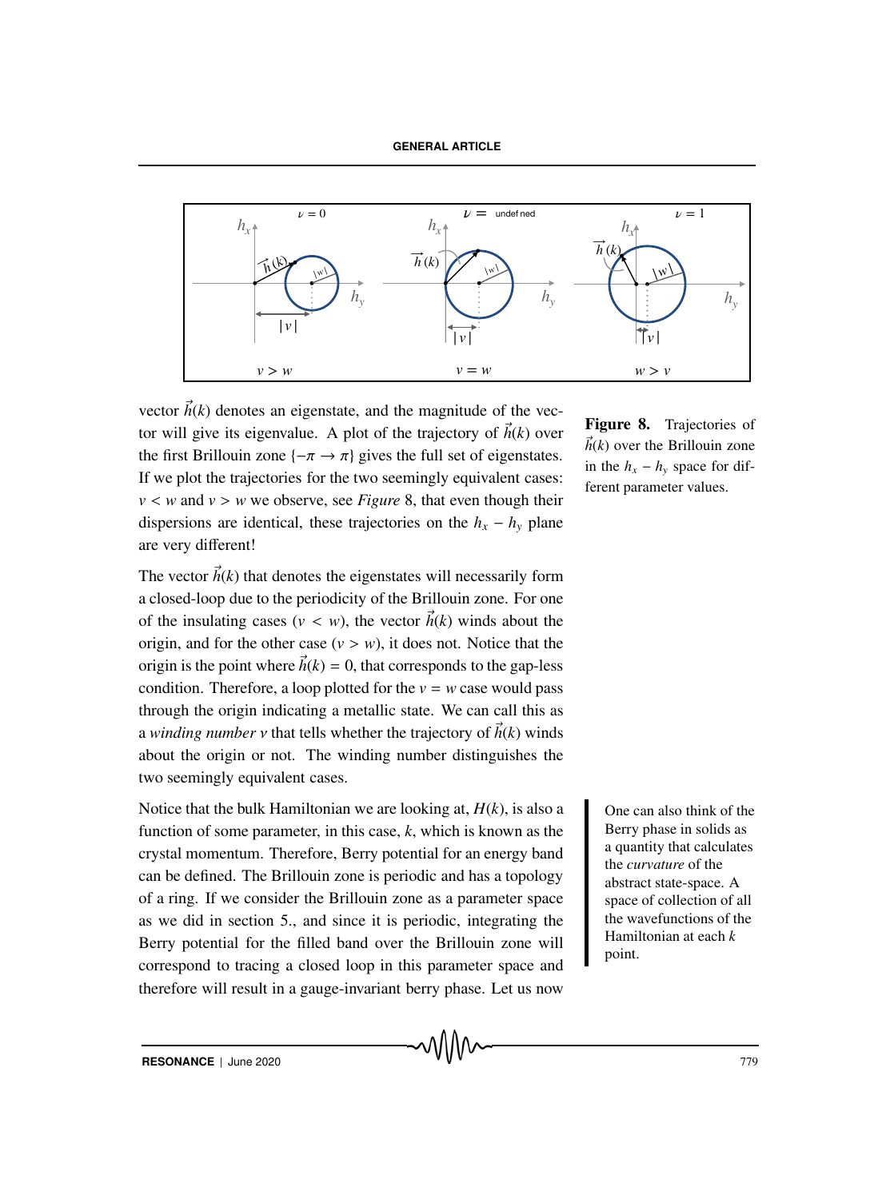**Figure 8.** Trajectories of $\vec{h}(k)$ over the Brillouin zone in the $h_x - h_y$ space for different parameter values.

vector $\vec{h}(k)$ denotes an eigenstate, and the magnitude of the vector will give its eigenvalue. A plot of the trajectory of $\vec{h}(k)$ over the first Brillouin zone $\{-\pi \to \pi\}$ gives the full set of eigenstates. If we plot the trajectories for the two seemingly equivalent cases: $v < w$ and $v > w$ we observe, see *Figure* 8, that even though their dispersions are identical, these trajectories on the $h_x - h_y$ plane are very different!

The vector $\vec{h}(k)$ that denotes the eigenstates will necessarily form a closed-loop due to the periodicity of the Brillouin zone. For one of the insulating cases ($v < w$), the vector $\vec{h}(k)$ winds about the origin, and for the other case ($v > w$), it does not. Notice that the origin is the point where $\vec{h}(k) = 0$, that corresponds to the gap-less condition. Therefore, a loop plotted for the $v = w$ case would pass through the origin indicating a metallic state. We can call this as a *winding number* $\nu$ that tells whether the trajectory of $\vec{h}(k)$ winds about the origin or not. The winding number distinguishes the two seemingly equivalent cases.

One can also think of the Berry phase in solids as a quantity that calculates the *curvature* of the abstract state-space. A space of collection of all the wavefunctions of the Hamiltonian at each $k$ point.

Notice that the bulk Hamiltonian we are looking at, $H(k)$, is also a function of some parameter, in this case, $k$, which is known as the crystal momentum. Therefore, Berry potential for an energy band can be defined. The Brillouin zone is periodic and has a topology of a ring. If we consider the Brillouin zone as a parameter space as we did in section 5., and since it is periodic, integrating the Berry potential for the filled band over the Brillouin zone will correspond to tracing a closed loop in this parameter space and therefore will result in a gauge-invariant berry phase. Let us now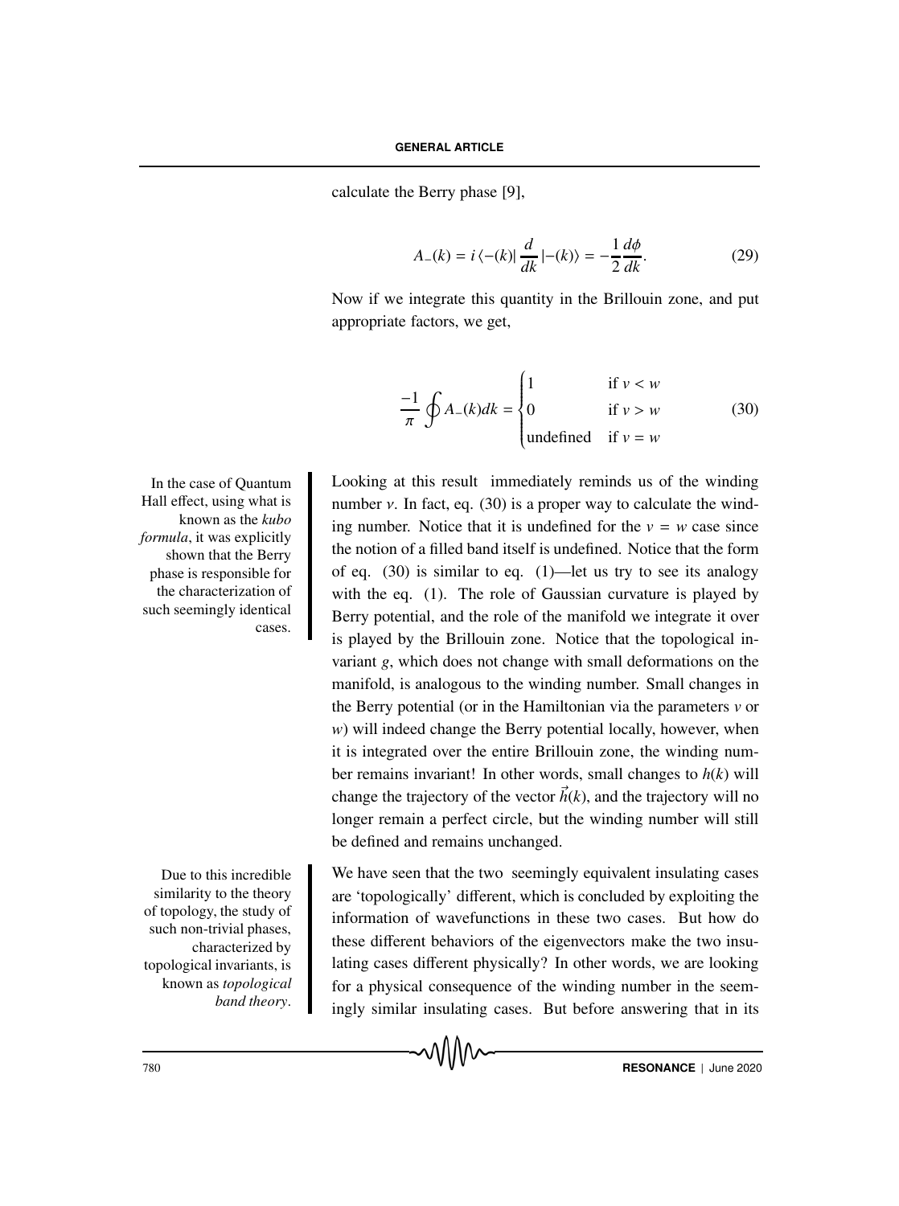calculate the Berry phase [9],

$$A_{-}(k) = i \langle -(k)| \frac{d}{dk} |-(k)\rangle = -\frac{1}{2}\frac{d\phi}{dk}. \tag{29}$$

Now if we integrate this quantity in the Brillouin zone, and put appropriate factors, we get,

$$\frac{-1}{\pi} \oint A_{-}(k) dk = \begin{cases} 1 & \text{if } v < w \\ 0 & \text{if } v > w \\ \text{undefined} & \text{if } v = w \end{cases} \tag{30}$$

In the case of Quantum Hall effect, using what is known as the *kubo formula*, it was explicitly shown that the Berry phase is responsible for the characterization of such seemingly identical cases.

Looking at this result immediately reminds us of the winding number $\nu$. In fact, eq. (30) is a proper way to calculate the winding number. Notice that it is undefined for the $v = w$ case since the notion of a filled band itself is undefined. Notice that the form of eq. (30) is similar to eq. (1)—let us try to see its analogy with the eq. (1). The role of Gaussian curvature is played by Berry potential, and the role of the manifold we integrate it over is played by the Brillouin zone. Notice that the topological invariant $g$, which does not change with small deformations on the manifold, is analogous to the winding number. Small changes in the Berry potential (or in the Hamiltonian via the parameters $v$ or $w$) will indeed change the Berry potential locally, however, when it is integrated over the entire Brillouin zone, the winding number remains invariant! In other words, small changes to $h(k)$ will change the trajectory of the vector $\vec{h}(k)$, and the trajectory will no longer remain a perfect circle, but the winding number will still be defined and remains unchanged.

Due to this incredible similarity to the theory of topology, the study of such non-trivial phases, characterized by topological invariants, is known as *topological band theory*.

We have seen that the two seemingly equivalent insulating cases are 'topologically' different, which is concluded by exploiting the information of wavefunctions in these two cases. But how do these different behaviors of the eigenvectors make the two insulating cases different physically? In other words, we are looking for a physical consequence of the winding number in the seemingly similar insulating cases. But before answering that in its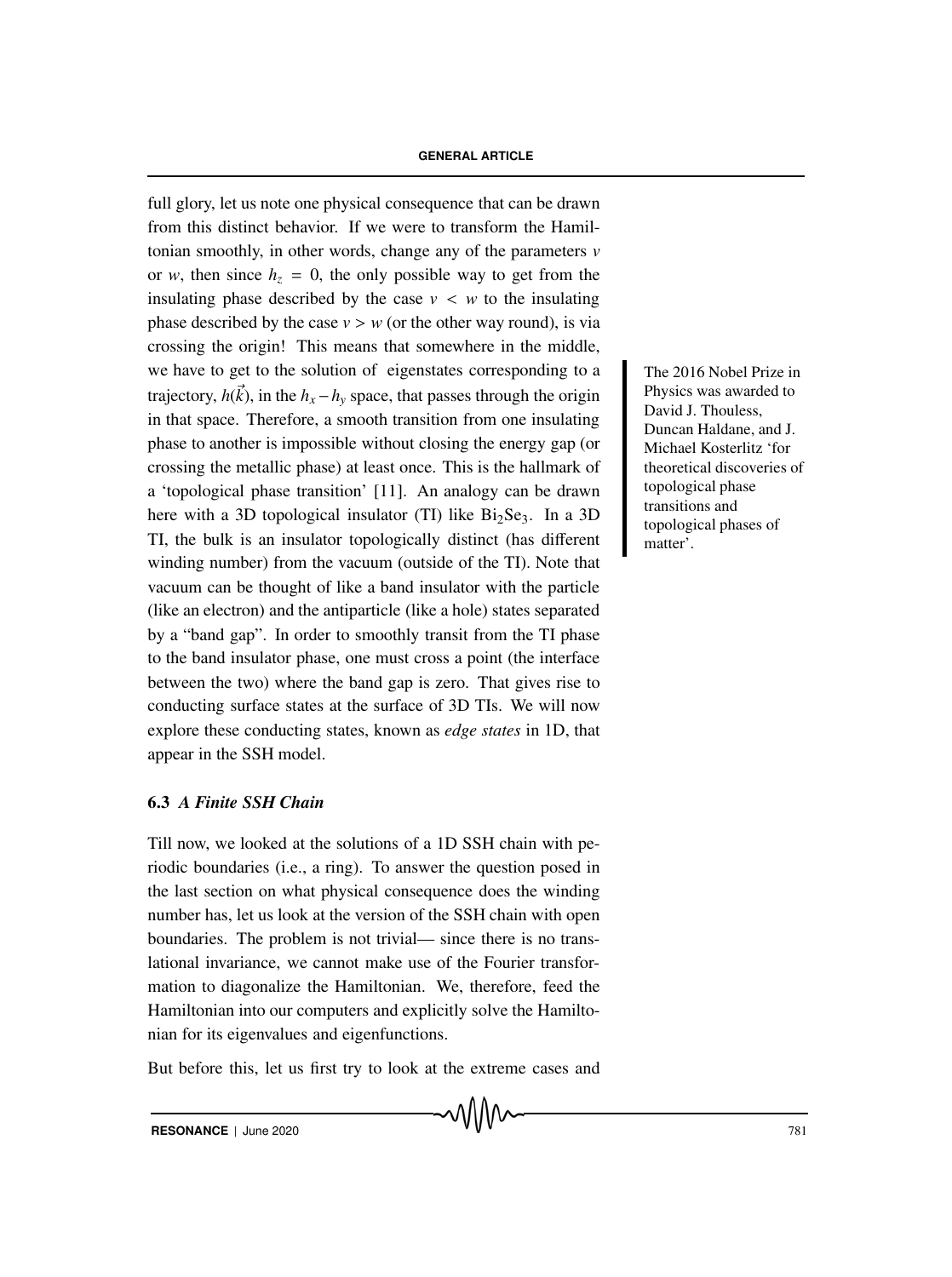full glory, let us note one physical consequence that can be drawn from this distinct behavior. If we were to transform the Hamiltonian smoothly, in other words, change any of the parameters $v$ or $w$, then since $h_z = 0$, the only possible way to get from the insulating phase described by the case $v < w$ to the insulating phase described by the case $v > w$ (or the other way round), is via crossing the origin! This means that somewhere in the middle, we have to get to the solution of eigenstates corresponding to a trajectory, $h(\vec{k})$, in the $h_x - h_y$ space, that passes through the origin in that space. Therefore, a smooth transition from one insulating phase to another is impossible without closing the energy gap (or crossing the metallic phase) at least once. This is the hallmark of a 'topological phase transition' [11]. An analogy can be drawn here with a 3D topological insulator (TI) like $Bi_2Se_3$. In a 3D TI, the bulk is an insulator topologically distinct (has different winding number) from the vacuum (outside of the TI). Note that vacuum can be thought of like a band insulator with the particle (like an electron) and the antiparticle (like a hole) states separated by a "band gap". In order to smoothly transit from the TI phase to the band insulator phase, one must cross a point (the interface between the two) where the band gap is zero. That gives rise to conducting surface states at the surface of 3D TIs. We will now explore these conducting states, known as *edge states* in 1D, that appear in the SSH model.

The 2016 Nobel Prize in Physics was awarded to David J. Thouless, Duncan Haldane, and J. Michael Kosterlitz 'for theoretical discoveries of topological phase transitions and topological phases of matter'.

### 6.3 *A Finite SSH Chain*

Till now, we looked at the solutions of a 1D SSH chain with periodic boundaries (i.e., a ring). To answer the question posed in the last section on what physical consequence does the winding number has, let us look at the version of the SSH chain with open boundaries. The problem is not trivial— since there is no translational invariance, we cannot make use of the Fourier transformation to diagonalize the Hamiltonian. We, therefore, feed the Hamiltonian into our computers and explicitly solve the Hamiltonian for its eigenvalues and eigenfunctions.

But before this, let us first try to look at the extreme cases and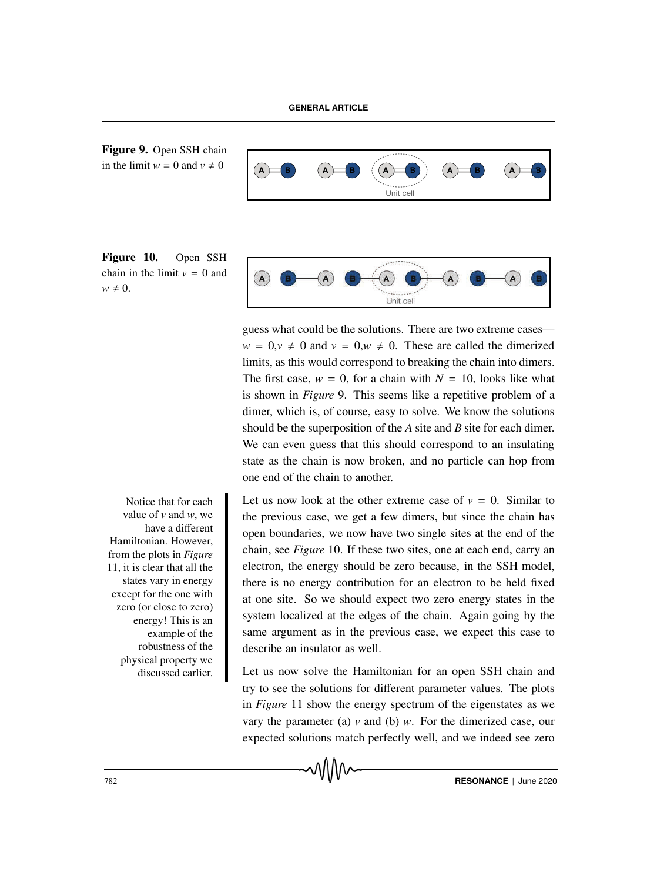**Figure 9.** Open SSH chain in the limit $w = 0$ and $v \neq 0$

**Figure 10.** Open SSH chain in the limit $v = 0$ and $w \neq 0$.

guess what could be the solutions. There are two extreme cases—$w = 0, v \neq 0$ and $v = 0, w \neq 0$. These are called the dimerized limits, as this would correspond to breaking the chain into dimers. The first case, $w = 0$, for a chain with $N = 10$, looks like what is shown in *Figure* 9. This seems like a repetitive problem of a dimer, which is, of course, easy to solve. We know the solutions should be the superposition of the $A$ site and $B$ site for each dimer. We can even guess that this should correspond to an insulating state as the chain is now broken, and no particle can hop from one end of the chain to another.

Let us now look at the other extreme case of $v = 0$. Similar to the previous case, we get a few dimers, but since the chain has open boundaries, we now have two single sites at the end of the chain, see *Figure* 10. If these two sites, one at each end, carry an electron, the energy should be zero because, in the SSH model, there is no energy contribution for an electron to be held fixed at one site. So we should expect two zero energy states in the system localized at the edges of the chain. Again going by the same argument as in the previous case, we expect this case to describe an insulator as well.

Notice that for each value of $v$ and $w$, we have a different Hamiltonian. However, from the plots in *Figure* 11, it is clear that all the states vary in energy except for the one with zero (or close to zero) energy! This is an example of the robustness of the physical property we discussed earlier.

Let us now solve the Hamiltonian for an open SSH chain and try to see the solutions for different parameter values. The plots in *Figure* 11 show the energy spectrum of the eigenstates as we vary the parameter (a) $v$ and (b) $w$. For the dimerized case, our expected solutions match perfectly well, and we indeed see zero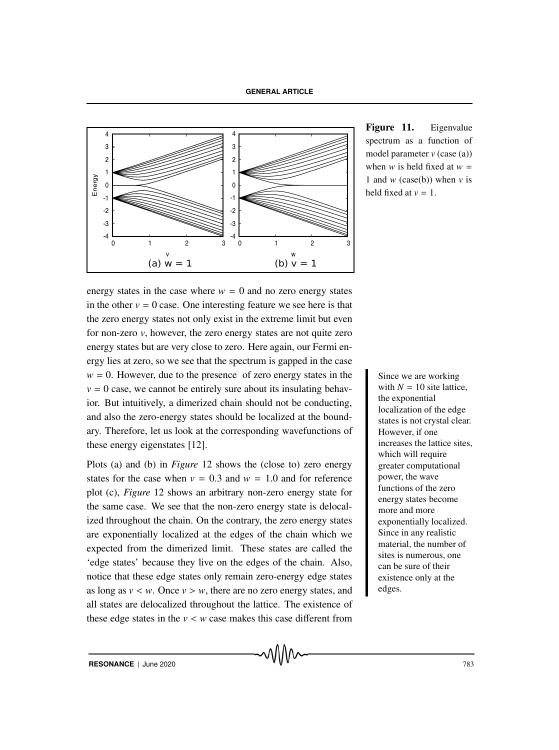Figure 11. Eigenvalue spectrum as a function of model parameter $v$ (case (a)) when $w$ is held fixed at $w = 1$ and $w$ (case(b)) when $v$ is held fixed at $v = 1$.

energy states in the case where $w = 0$ and no zero energy states in the other $v = 0$ case. One interesting feature we see here is that the zero energy states not only exist in the extreme limit but even for non-zero $v$, however, the zero energy states are not quite zero energy states but are very close to zero. Here again, our Fermi energy lies at zero, so we see that the spectrum is gapped in the case $w = 0$. However, due to the presence of zero energy states in the $v = 0$ case, we cannot be entirely sure about its insulating behavior. But intuitively, a dimerized chain should not be conducting, and also the zero-energy states should be localized at the boundary. Therefore, let us look at the corresponding wavefunctions of these energy eigenstates [12].

Since we are working with $N = 10$ site lattice, the exponential localization of the edge states is not crystal clear. However, if one increases the lattice sites, which will require greater computational power, the wave functions of the zero energy states become more and more exponentially localized. Since in any realistic material, the number of sites is numerous, one can be sure of their existence only at the edges.

Plots (a) and (b) in *Figure* 12 shows the (close to) zero energy states for the case when $v = 0.3$ and $w = 1.0$ and for reference plot (c), *Figure* 12 shows an arbitrary non-zero energy state for the same case. We see that the non-zero energy state is delocalized throughout the chain. On the contrary, the zero energy states are exponentially localized at the edges of the chain which we expected from the dimerized limit. These states are called the 'edge states' because they live on the edges of the chain. Also, notice that these edge states only remain zero-energy edge states as long as $v < w$. Once $v > w$, there are no zero energy states, and all states are delocalized throughout the lattice. The existence of these edge states in the $v < w$ case makes this case different from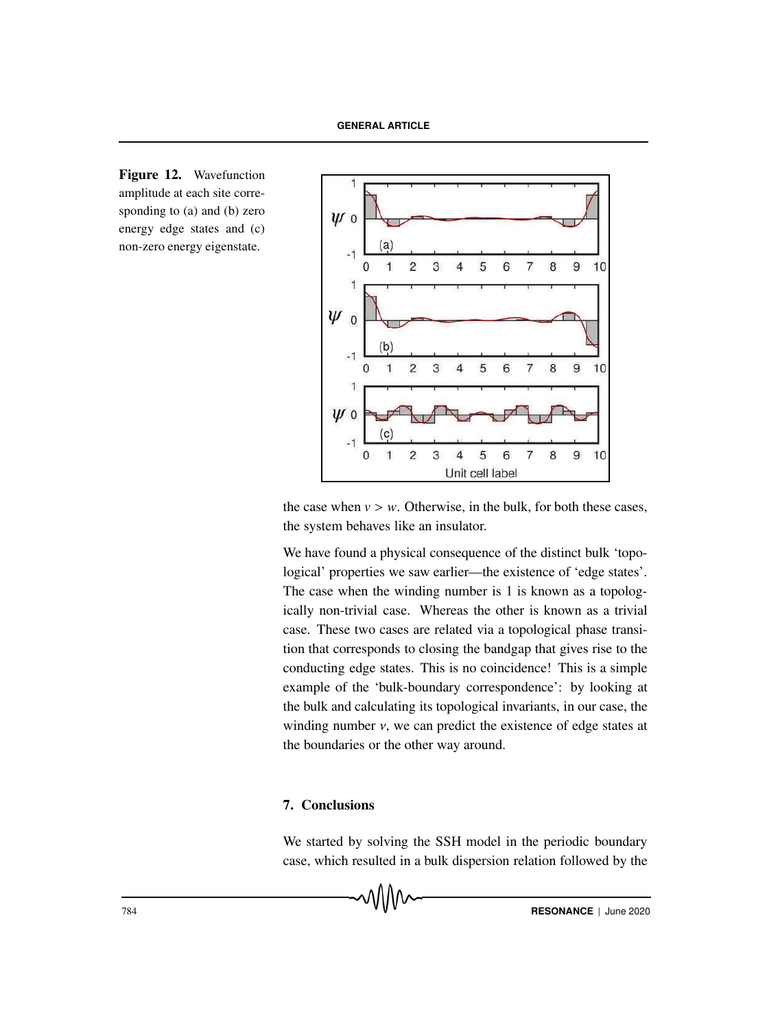**Figure 12.** Wavefunction amplitude at each site corresponding to (a) and (b) zero energy edge states and (c) non-zero energy eigenstate.

the case when $v > w$. Otherwise, in the bulk, for both these cases, the system behaves like an insulator.

We have found a physical consequence of the distinct bulk 'topological' properties we saw earlier—the existence of 'edge states'. The case when the winding number is 1 is known as a topologically non-trivial case. Whereas the other is known as a trivial case. These two cases are related via a topological phase transition that corresponds to closing the bandgap that gives rise to the conducting edge states. This is no coincidence! This is a simple example of the 'bulk-boundary correspondence': by looking at the bulk and calculating its topological invariants, in our case, the winding number $\nu$, we can predict the existence of edge states at the boundaries or the other way around.

## 7. Conclusions

We started by solving the SSH model in the periodic boundary case, which resulted in a bulk dispersion relation followed by the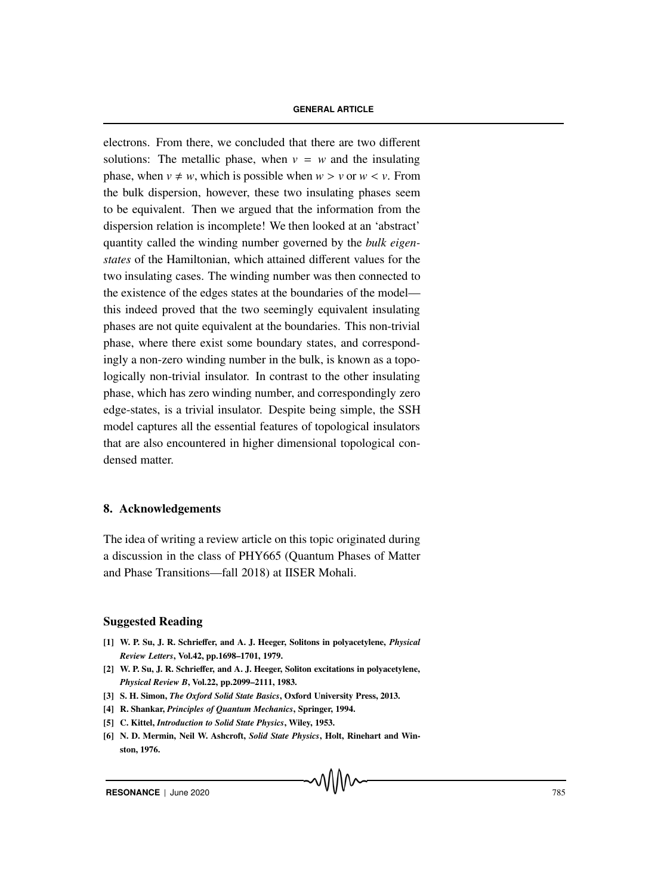electrons. From there, we concluded that there are two different solutions: The metallic phase, when $v = w$ and the insulating phase, when $v \neq w$, which is possible when $w > v$ or $w < v$. From the bulk dispersion, however, these two insulating phases seem to be equivalent. Then we argued that the information from the dispersion relation is incomplete! We then looked at an 'abstract' quantity called the winding number governed by the *bulk eigenstates* of the Hamiltonian, which attained different values for the two insulating cases. The winding number was then connected to the existence of the edges states at the boundaries of the model—this indeed proved that the two seemingly equivalent insulating phases are not quite equivalent at the boundaries. This non-trivial phase, where there exist some boundary states, and correspondingly a non-zero winding number in the bulk, is known as a topologically non-trivial insulator. In contrast to the other insulating phase, which has zero winding number, and correspondingly zero edge-states, is a trivial insulator. Despite being simple, the SSH model captures all the essential features of topological insulators that are also encountered in higher dimensional topological condensed matter.

## 8. Acknowledgements

The idea of writing a review article on this topic originated during a discussion in the class of PHY665 (Quantum Phases of Matter and Phase Transitions—fall 2018) at IISER Mohali.

## Suggested Reading

**[1] W. P. Su, J. R. Schrieffer, and A. J. Heeger, Solitons in polyacetylene, *Physical Review Letters*, Vol.42, pp.1698–1701, 1979.**

**[2] W. P. Su, J. R. Schrieffer, and A. J. Heeger, Soliton excitations in polyacetylene, *Physical Review B*, Vol.22, pp.2099–2111, 1983.**

**[3] S. H. Simon, *The Oxford Solid State Basics*, Oxford University Press, 2013.**

**[4] R. Shankar, *Principles of Quantum Mechanics*, Springer, 1994.**

**[5] C. Kittel, *Introduction to Solid State Physics*, Wiley, 1953.**

**[6] N. D. Mermin, Neil W. Ashcroft, *Solid State Physics*, Holt, Rinehart and Winston, 1976.**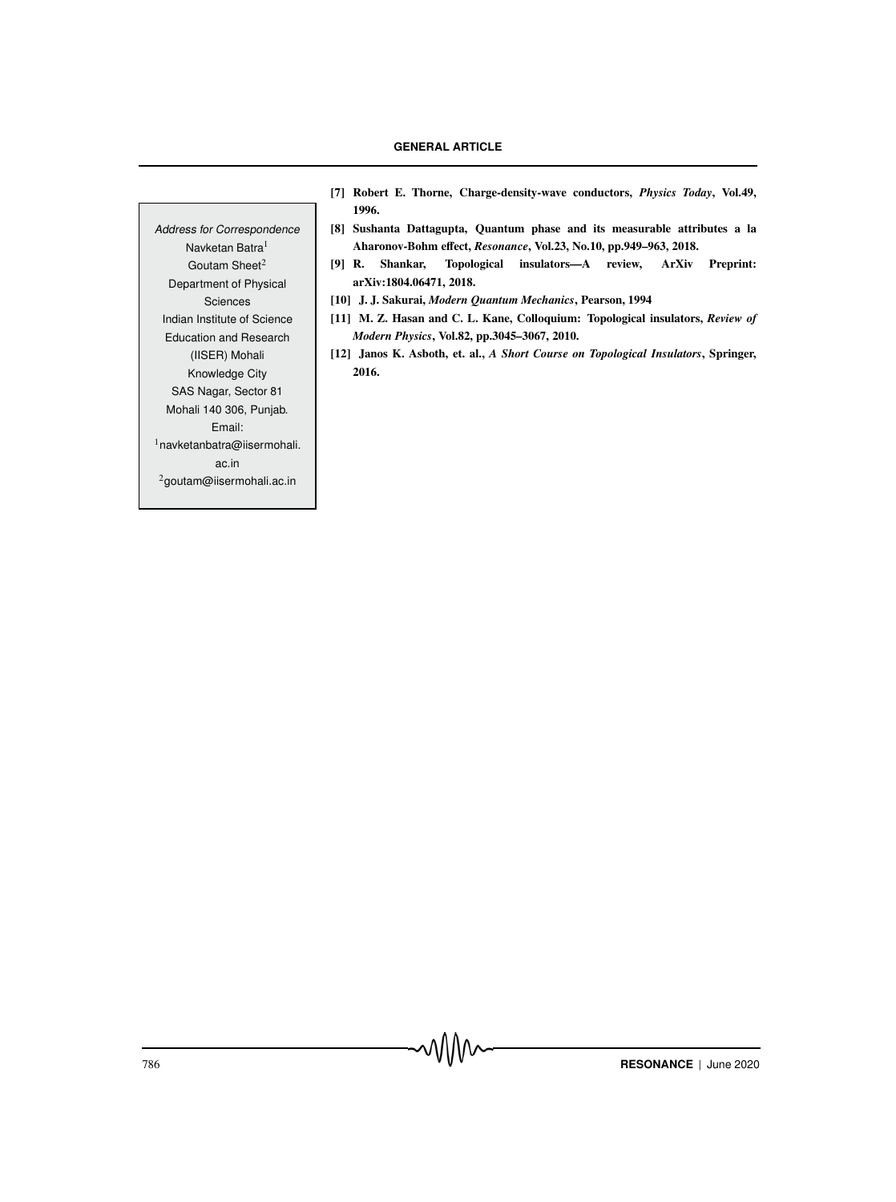**[7] Robert E. Thorne, Charge-density-wave conductors, *Physics Today*, Vol.49, 1996.**

**[8] Sushanta Dattagupta, Quantum phase and its measurable attributes a la Aharonov-Bohm effect, *Resonance*, Vol.23, No.10, pp.949–963, 2018.**

**[9] R. Shankar, Topological insulators—A review, ArXiv Preprint: arXiv:1804.06471, 2018.**

**[10] J. J. Sakurai, *Modern Quantum Mechanics*, Pearson, 1994**

**[11] M. Z. Hasan and C. L. Kane, Colloquium: Topological insulators, *Review of Modern Physics*, Vol.82, pp.3045–3067, 2010.**

**[12] Janos K. Asboth, et. al., *A Short Course on Topological Insulators*, Springer, 2016.**

*Address for Correspondence*

Navketan Batra[1]

Goutam Sheet[2]

Department of Physical Sciences

Indian Institute of Science Education and Research (IISER) Mohali

Knowledge City

SAS Nagar, Sector 81

Mohali 140 306, Punjab.

Email:

[1]navketanbatra@iisermohali.ac.in

[2]goutam@iisermohali.ac.in